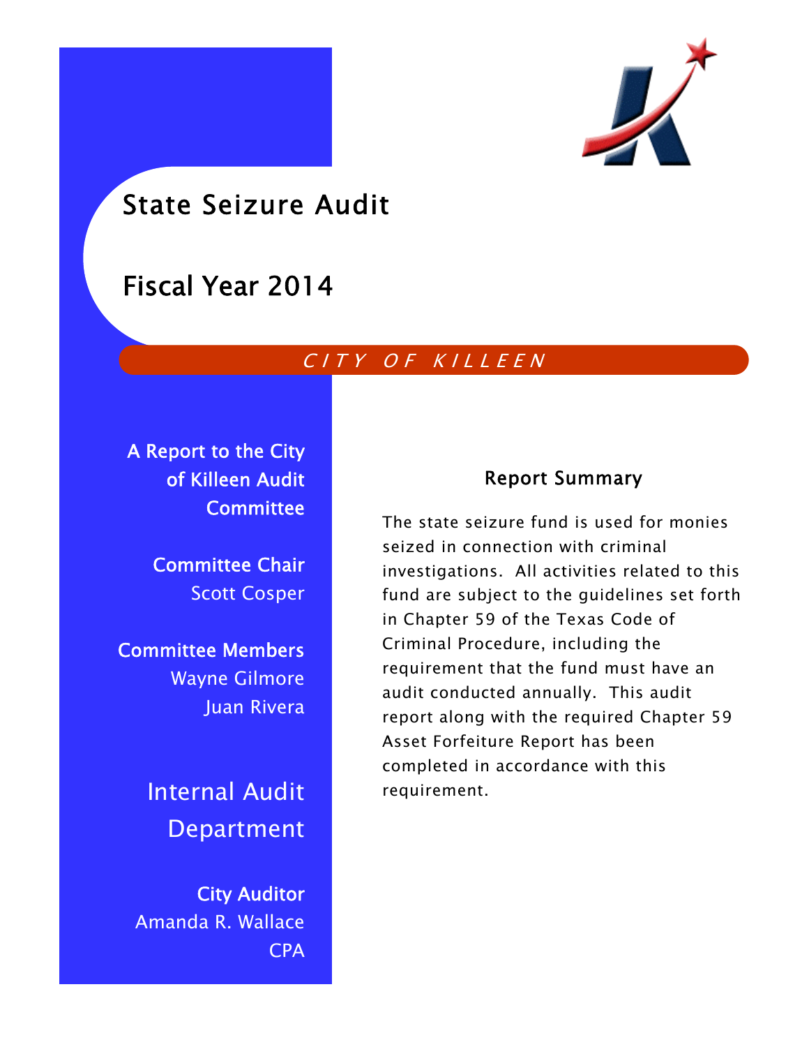# State Seizure Audit

# Fiscal Year 2014

*CITY OF KILLEEN*

**A Report to the City of Killeen Audit Committee**

**Committee Chair**
Scott Cosper

**Committee Members**
Wayne Gilmore
Juan Rivera

## Internal Audit Department

**City Auditor**
Amanda R. Wallace
CPA

### Report Summary

The state seizure fund is used for monies seized in connection with criminal investigations. All activities related to this fund are subject to the guidelines set forth in Chapter 59 of the Texas Code of Criminal Procedure, including the requirement that the fund must have an audit conducted annually. This audit report along with the required Chapter 59 Asset Forfeiture Report has been completed in accordance with this requirement.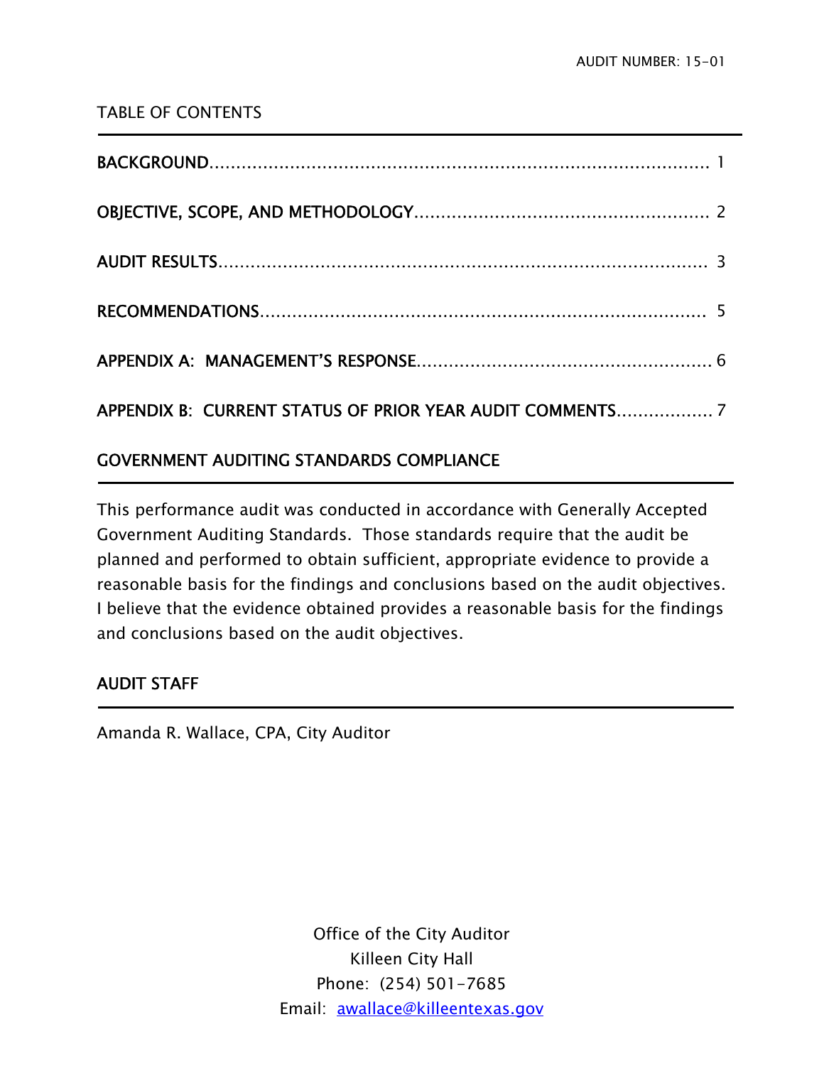AUDIT NUMBER: 15-01

## TABLE OF CONTENTS

BACKGROUND.......................................................................................... 1

OBJECTIVE, SCOPE, AND METHODOLOGY........................................................ 2

AUDIT RESULTS....................................................................................... 3

RECOMMENDATIONS................................................................................... 5

APPENDIX A: MANAGEMENT'S RESPONSE............................................................ 6

APPENDIX B: CURRENT STATUS OF PRIOR YEAR AUDIT COMMENTS...................... 7

## GOVERNMENT AUDITING STANDARDS COMPLIANCE

This performance audit was conducted in accordance with Generally Accepted Government Auditing Standards. Those standards require that the audit be planned and performed to obtain sufficient, appropriate evidence to provide a reasonable basis for the findings and conclusions based on the audit objectives. I believe that the evidence obtained provides a reasonable basis for the findings and conclusions based on the audit objectives.

## AUDIT STAFF

Amanda R. Wallace, CPA, City Auditor

Office of the City Auditor
Killeen City Hall
Phone: (254) 501-7685
Email: awallace@killeentexas.gov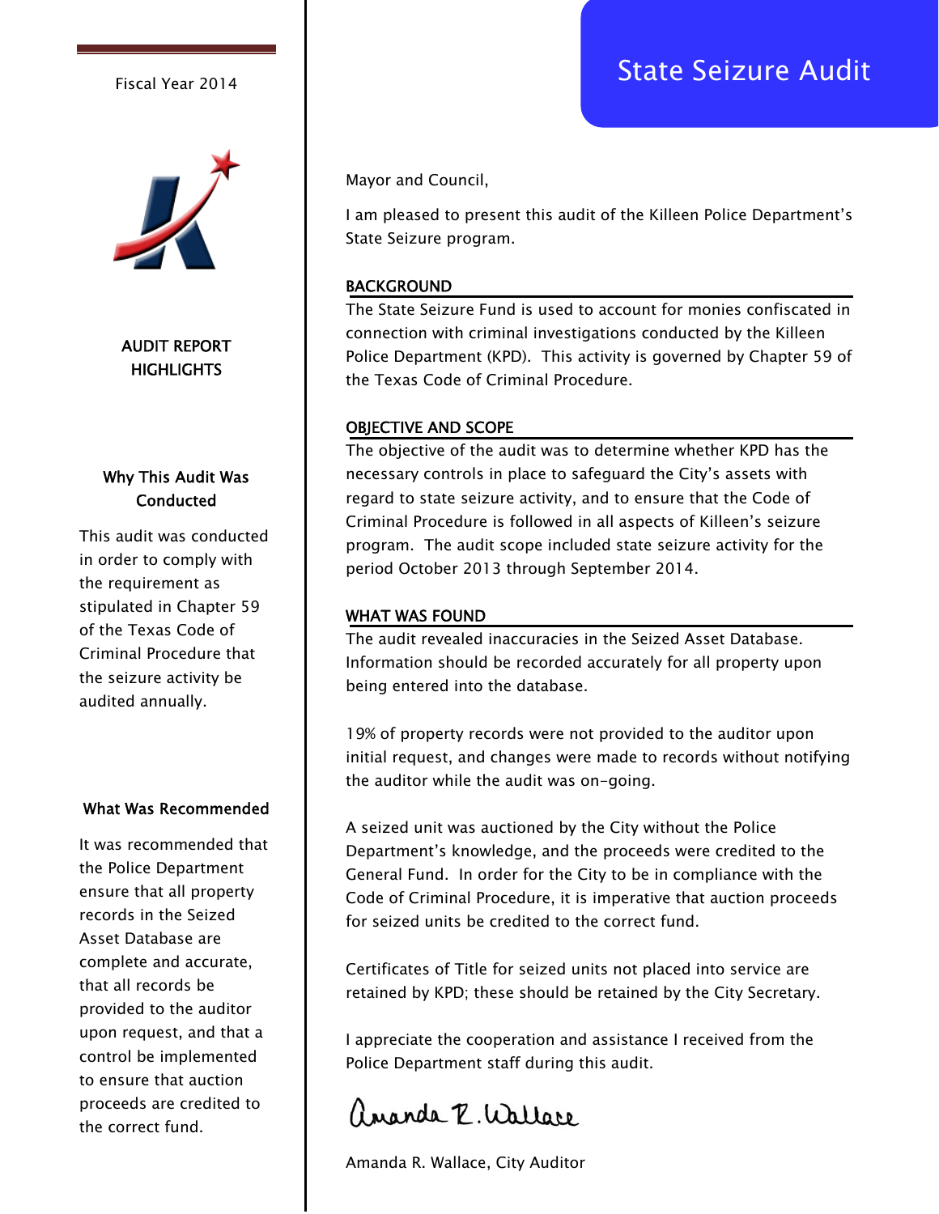Fiscal Year 2014

# State Seizure Audit

## AUDIT REPORT HIGHLIGHTS

### Why This Audit Was Conducted

This audit was conducted in order to comply with the requirement as stipulated in Chapter 59 of the Texas Code of Criminal Procedure that the seizure activity be audited annually.

### What Was Recommended

It was recommended that the Police Department ensure that all property records in the Seized Asset Database are complete and accurate, that all records be provided to the auditor upon request, and that a control be implemented to ensure that auction proceeds are credited to the correct fund.

---

Mayor and Council,

I am pleased to present this audit of the Killeen Police Department's State Seizure program.

### BACKGROUND

The State Seizure Fund is used to account for monies confiscated in connection with criminal investigations conducted by the Killeen Police Department (KPD). This activity is governed by Chapter 59 of the Texas Code of Criminal Procedure.

### OBJECTIVE AND SCOPE

The objective of the audit was to determine whether KPD has the necessary controls in place to safeguard the City's assets with regard to state seizure activity, and to ensure that the Code of Criminal Procedure is followed in all aspects of Killeen's seizure program. The audit scope included state seizure activity for the period October 2013 through September 2014.

### WHAT WAS FOUND

The audit revealed inaccuracies in the Seized Asset Database. Information should be recorded accurately for all property upon being entered into the database.

19% of property records were not provided to the auditor upon initial request, and changes were made to records without notifying the auditor while the audit was on-going.

A seized unit was auctioned by the City without the Police Department's knowledge, and the proceeds were credited to the General Fund. In order for the City to be in compliance with the Code of Criminal Procedure, it is imperative that auction proceeds for seized units be credited to the correct fund.

Certificates of Title for seized units not placed into service are retained by KPD; these should be retained by the City Secretary.

I appreciate the cooperation and assistance I received from the Police Department staff during this audit.

Amanda R. Wallace

Amanda R. Wallace, City Auditor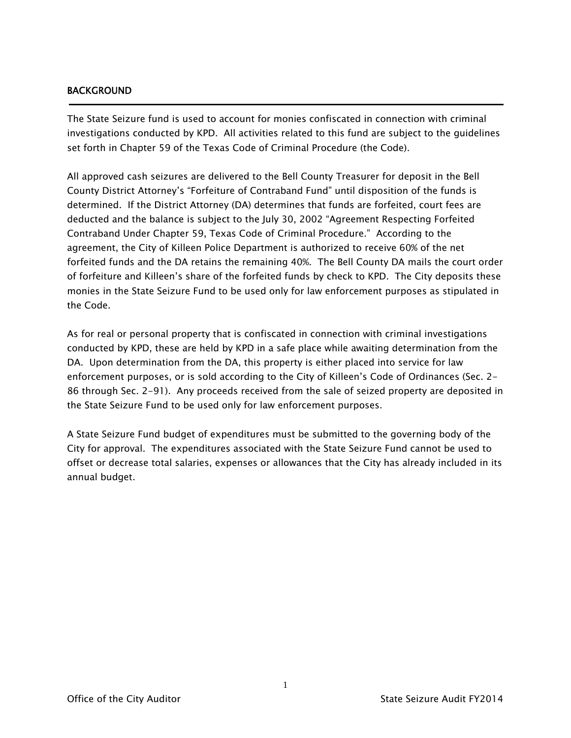## BACKGROUND

The State Seizure fund is used to account for monies confiscated in connection with criminal investigations conducted by KPD. All activities related to this fund are subject to the guidelines set forth in Chapter 59 of the Texas Code of Criminal Procedure (the Code).

All approved cash seizures are delivered to the Bell County Treasurer for deposit in the Bell County District Attorney's "Forfeiture of Contraband Fund" until disposition of the funds is determined. If the District Attorney (DA) determines that funds are forfeited, court fees are deducted and the balance is subject to the July 30, 2002 "Agreement Respecting Forfeited Contraband Under Chapter 59, Texas Code of Criminal Procedure." According to the agreement, the City of Killeen Police Department is authorized to receive 60% of the net forfeited funds and the DA retains the remaining 40%. The Bell County DA mails the court order of forfeiture and Killeen's share of the forfeited funds by check to KPD. The City deposits these monies in the State Seizure Fund to be used only for law enforcement purposes as stipulated in the Code.

As for real or personal property that is confiscated in connection with criminal investigations conducted by KPD, these are held by KPD in a safe place while awaiting determination from the DA. Upon determination from the DA, this property is either placed into service for law enforcement purposes, or is sold according to the City of Killeen's Code of Ordinances (Sec. 2-86 through Sec. 2-91). Any proceeds received from the sale of seized property are deposited in the State Seizure Fund to be used only for law enforcement purposes.

A State Seizure Fund budget of expenditures must be submitted to the governing body of the City for approval. The expenditures associated with the State Seizure Fund cannot be used to offset or decrease total salaries, expenses or allowances that the City has already included in its annual budget.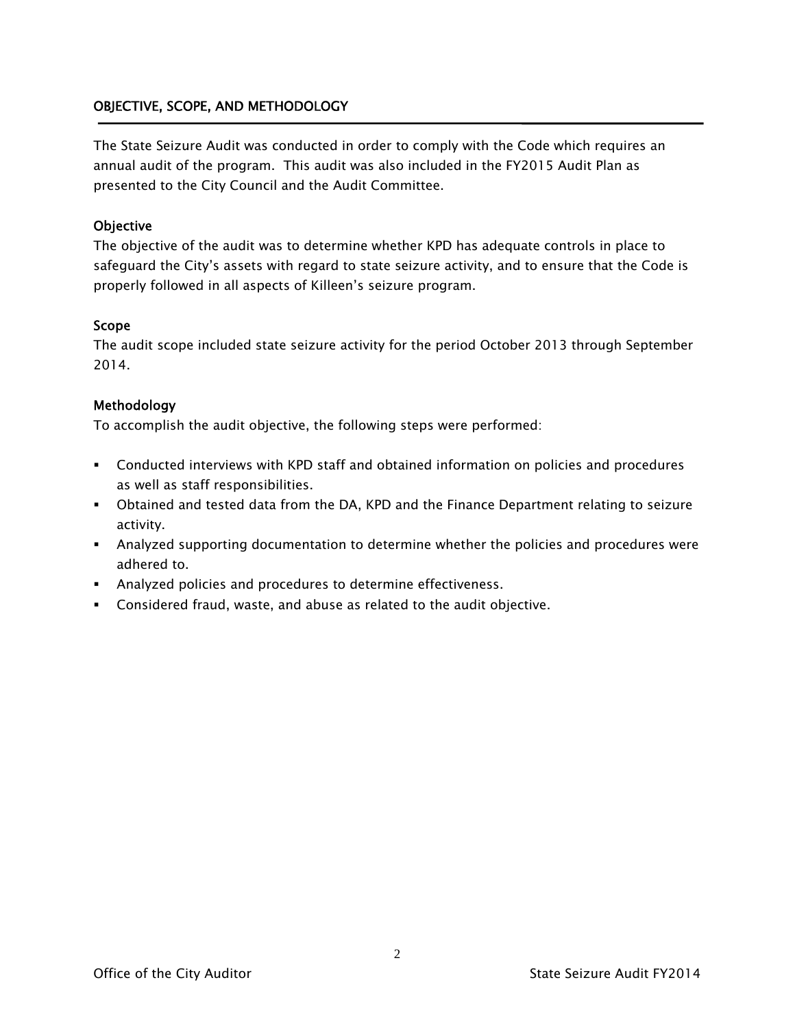## OBJECTIVE, SCOPE, AND METHODOLOGY

The State Seizure Audit was conducted in order to comply with the Code which requires an annual audit of the program. This audit was also included in the FY2015 Audit Plan as presented to the City Council and the Audit Committee.

### Objective

The objective of the audit was to determine whether KPD has adequate controls in place to safeguard the City's assets with regard to state seizure activity, and to ensure that the Code is properly followed in all aspects of Killeen's seizure program.

### Scope

The audit scope included state seizure activity for the period October 2013 through September 2014.

### Methodology

To accomplish the audit objective, the following steps were performed:

- Conducted interviews with KPD staff and obtained information on policies and procedures as well as staff responsibilities.
- Obtained and tested data from the DA, KPD and the Finance Department relating to seizure activity.
- Analyzed supporting documentation to determine whether the policies and procedures were adhered to.
- Analyzed policies and procedures to determine effectiveness.
- Considered fraud, waste, and abuse as related to the audit objective.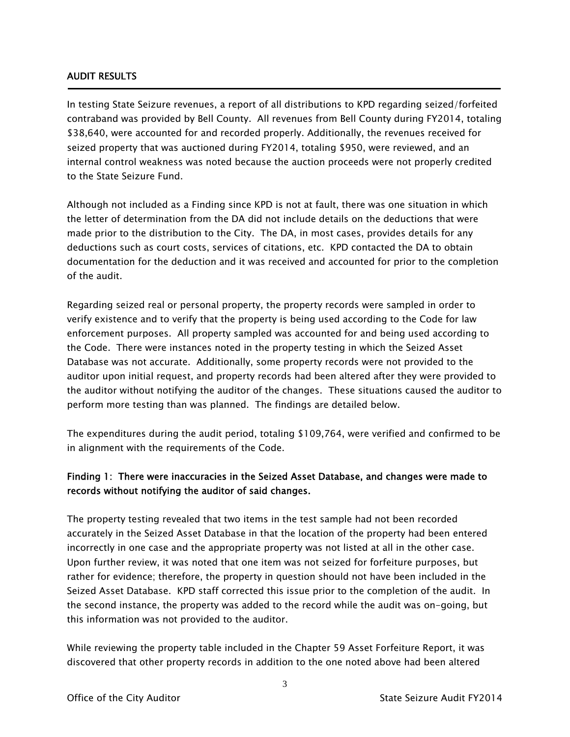## AUDIT RESULTS

In testing State Seizure revenues, a report of all distributions to KPD regarding seized/forfeited contraband was provided by Bell County. All revenues from Bell County during FY2014, totaling $38,640, were accounted for and recorded properly. Additionally, the revenues received for seized property that was auctioned during FY2014, totaling $950, were reviewed, and an internal control weakness was noted because the auction proceeds were not properly credited to the State Seizure Fund.

Although not included as a Finding since KPD is not at fault, there was one situation in which the letter of determination from the DA did not include details on the deductions that were made prior to the distribution to the City. The DA, in most cases, provides details for any deductions such as court costs, services of citations, etc. KPD contacted the DA to obtain documentation for the deduction and it was received and accounted for prior to the completion of the audit.

Regarding seized real or personal property, the property records were sampled in order to verify existence and to verify that the property is being used according to the Code for law enforcement purposes. All property sampled was accounted for and being used according to the Code. There were instances noted in the property testing in which the Seized Asset Database was not accurate. Additionally, some property records were not provided to the auditor upon initial request, and property records had been altered after they were provided to the auditor without notifying the auditor of the changes. These situations caused the auditor to perform more testing than was planned. The findings are detailed below.

The expenditures during the audit period, totaling $109,764, were verified and confirmed to be in alignment with the requirements of the Code.

### Finding 1: There were inaccuracies in the Seized Asset Database, and changes were made to records without notifying the auditor of said changes.

The property testing revealed that two items in the test sample had not been recorded accurately in the Seized Asset Database in that the location of the property had been entered incorrectly in one case and the appropriate property was not listed at all in the other case. Upon further review, it was noted that one item was not seized for forfeiture purposes, but rather for evidence; therefore, the property in question should not have been included in the Seized Asset Database. KPD staff corrected this issue prior to the completion of the audit. In the second instance, the property was added to the record while the audit was on-going, but this information was not provided to the auditor.

While reviewing the property table included in the Chapter 59 Asset Forfeiture Report, it was discovered that other property records in addition to the one noted above had been altered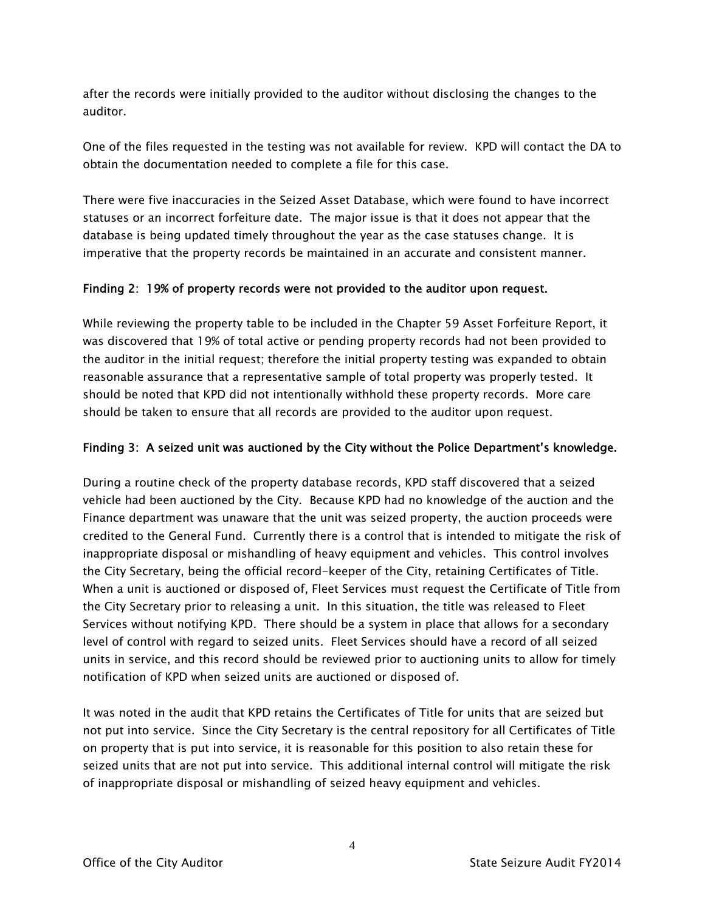after the records were initially provided to the auditor without disclosing the changes to the auditor.

One of the files requested in the testing was not available for review. KPD will contact the DA to obtain the documentation needed to complete a file for this case.

There were five inaccuracies in the Seized Asset Database, which were found to have incorrect statuses or an incorrect forfeiture date. The major issue is that it does not appear that the database is being updated timely throughout the year as the case statuses change. It is imperative that the property records be maintained in an accurate and consistent manner.

**Finding 2: 19% of property records were not provided to the auditor upon request.**

While reviewing the property table to be included in the Chapter 59 Asset Forfeiture Report, it was discovered that 19% of total active or pending property records had not been provided to the auditor in the initial request; therefore the initial property testing was expanded to obtain reasonable assurance that a representative sample of total property was properly tested. It should be noted that KPD did not intentionally withhold these property records. More care should be taken to ensure that all records are provided to the auditor upon request.

**Finding 3: A seized unit was auctioned by the City without the Police Department's knowledge.**

During a routine check of the property database records, KPD staff discovered that a seized vehicle had been auctioned by the City. Because KPD had no knowledge of the auction and the Finance department was unaware that the unit was seized property, the auction proceeds were credited to the General Fund. Currently there is a control that is intended to mitigate the risk of inappropriate disposal or mishandling of heavy equipment and vehicles. This control involves the City Secretary, being the official record-keeper of the City, retaining Certificates of Title. When a unit is auctioned or disposed of, Fleet Services must request the Certificate of Title from the City Secretary prior to releasing a unit. In this situation, the title was released to Fleet Services without notifying KPD. There should be a system in place that allows for a secondary level of control with regard to seized units. Fleet Services should have a record of all seized units in service, and this record should be reviewed prior to auctioning units to allow for timely notification of KPD when seized units are auctioned or disposed of.

It was noted in the audit that KPD retains the Certificates of Title for units that are seized but not put into service. Since the City Secretary is the central repository for all Certificates of Title on property that is put into service, it is reasonable for this position to also retain these for seized units that are not put into service. This additional internal control will mitigate the risk of inappropriate disposal or mishandling of seized heavy equipment and vehicles.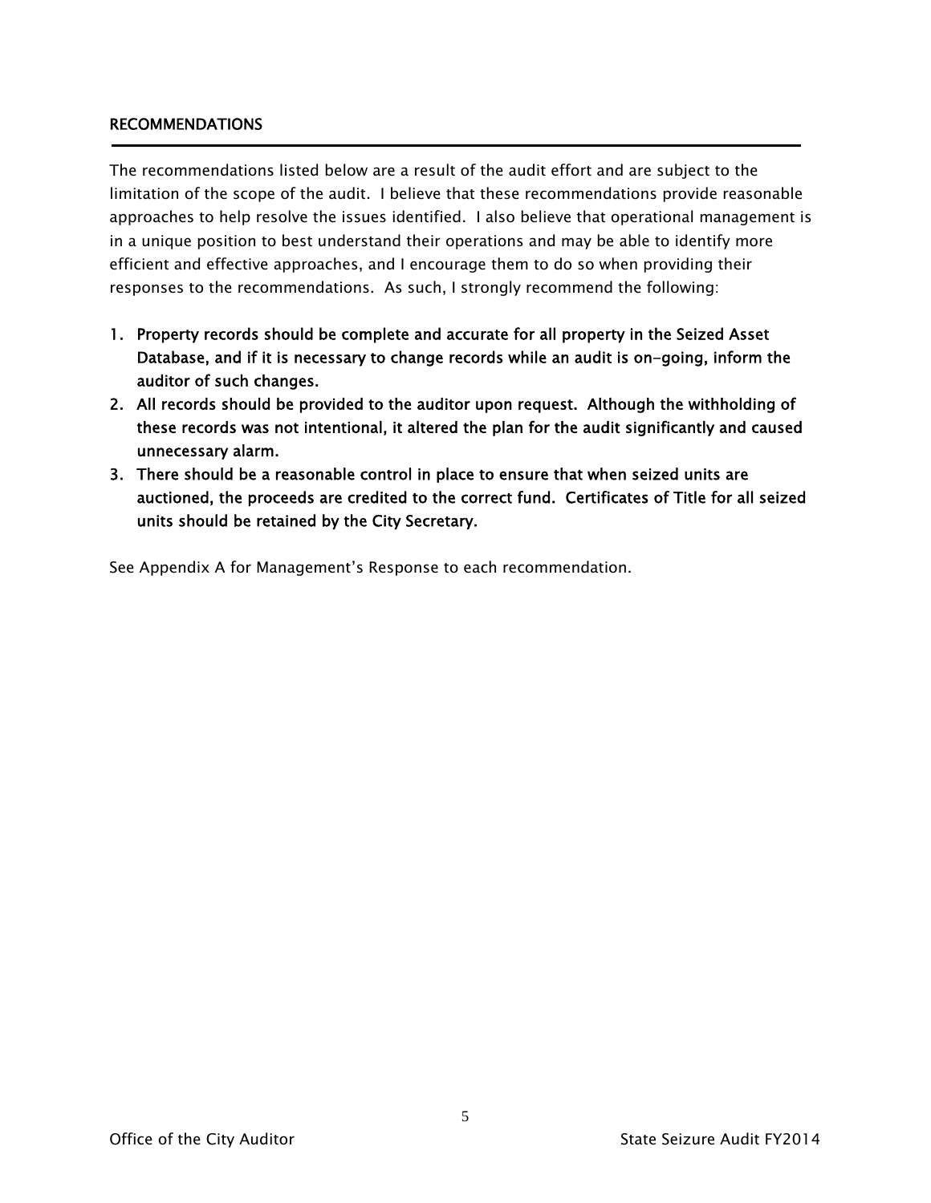## RECOMMENDATIONS

The recommendations listed below are a result of the audit effort and are subject to the limitation of the scope of the audit. I believe that these recommendations provide reasonable approaches to help resolve the issues identified. I also believe that operational management is in a unique position to best understand their operations and may be able to identify more efficient and effective approaches, and I encourage them to do so when providing their responses to the recommendations. As such, I strongly recommend the following:

1. **Property records should be complete and accurate for all property in the Seized Asset Database, and if it is necessary to change records while an audit is on-going, inform the auditor of such changes.**
2. **All records should be provided to the auditor upon request. Although the withholding of these records was not intentional, it altered the plan for the audit significantly and caused unnecessary alarm.**
3. **There should be a reasonable control in place to ensure that when seized units are auctioned, the proceeds are credited to the correct fund. Certificates of Title for all seized units should be retained by the City Secretary.**

See Appendix A for Management's Response to each recommendation.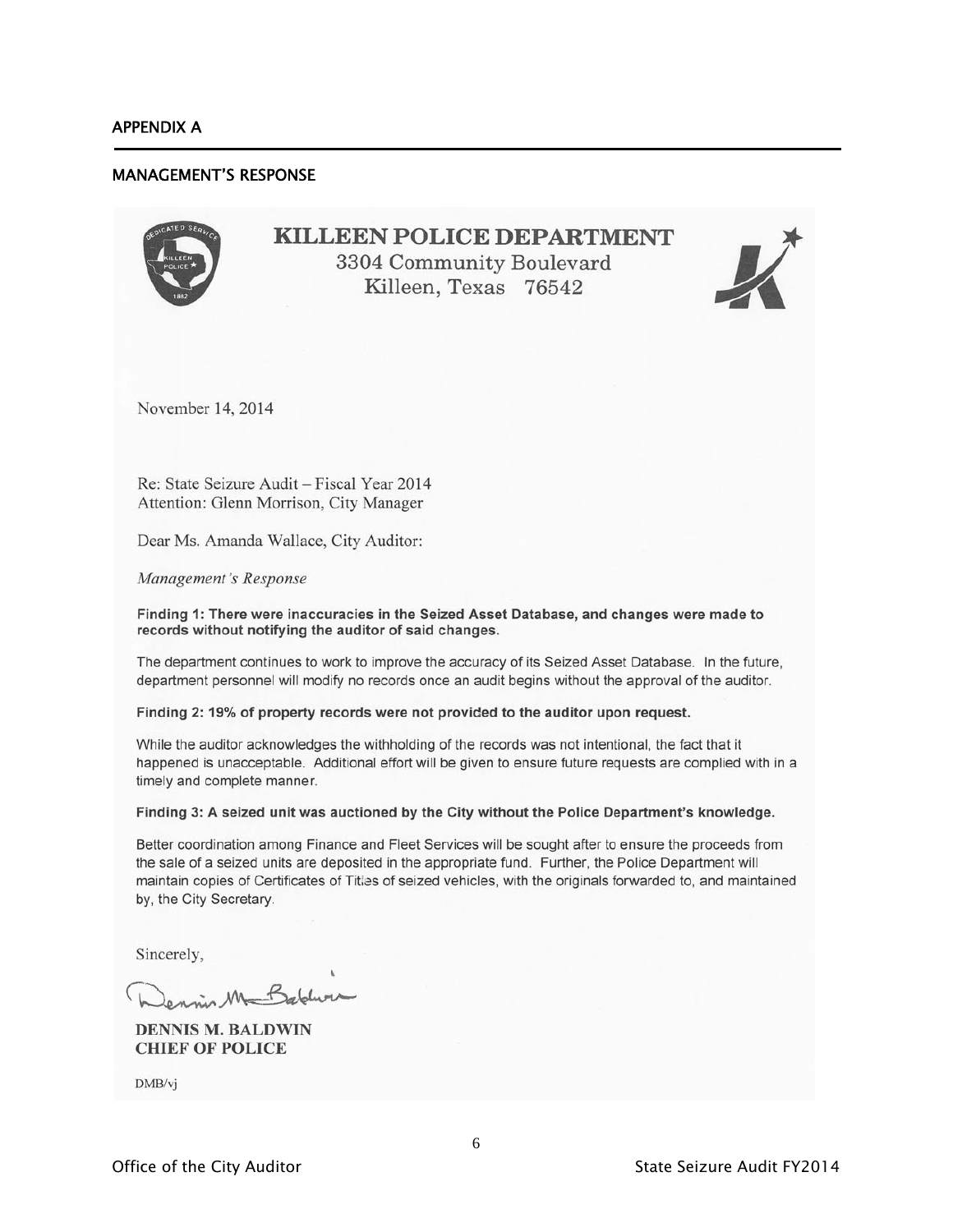## APPENDIX A

## MANAGEMENT'S RESPONSE

**KILLEEN POLICE DEPARTMENT**
3304 Community Boulevard
Killeen, Texas 76542

November 14, 2014

Re: State Seizure Audit – Fiscal Year 2014
Attention: Glenn Morrison, City Manager

Dear Ms. Amanda Wallace, City Auditor:

*Management's Response*

**Finding 1: There were inaccuracies in the Seized Asset Database, and changes were made to records without notifying the auditor of said changes.**

The department continues to work to improve the accuracy of its Seized Asset Database. In the future, department personnel will modify no records once an audit begins without the approval of the auditor.

**Finding 2: 19% of property records were not provided to the auditor upon request.**

While the auditor acknowledges the withholding of the records was not intentional, the fact that it happened is unacceptable. Additional effort will be given to ensure future requests are complied with in a timely and complete manner.

**Finding 3: A seized unit was auctioned by the City without the Police Department's knowledge.**

Better coordination among Finance and Fleet Services will be sought after to ensure the proceeds from the sale of a seized units are deposited in the appropriate fund. Further, the Police Department will maintain copies of Certificates of Titles of seized vehicles, with the originals forwarded to, and maintained by, the City Secretary.

Sincerely,

**DENNIS M. BALDWIN**
**CHIEF OF POLICE**

DMB/vj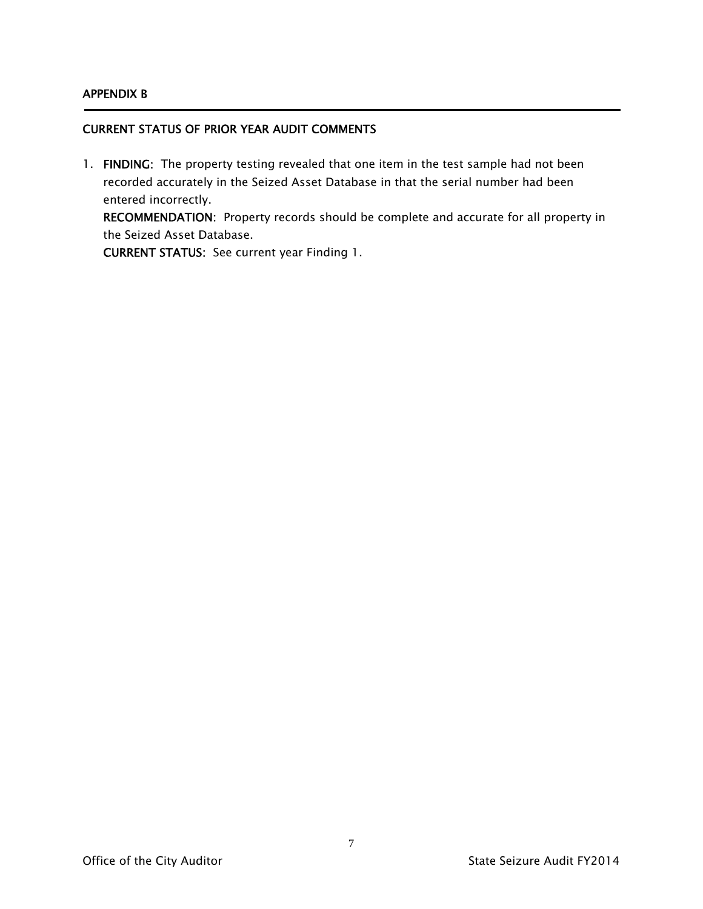## APPENDIX B

---

## CURRENT STATUS OF PRIOR YEAR AUDIT COMMENTS

1. **FINDING:** The property testing revealed that one item in the test sample had not been recorded accurately in the Seized Asset Database in that the serial number had been entered incorrectly.
   **RECOMMENDATION:** Property records should be complete and accurate for all property in the Seized Asset Database.
   **CURRENT STATUS:** See current year Finding 1.